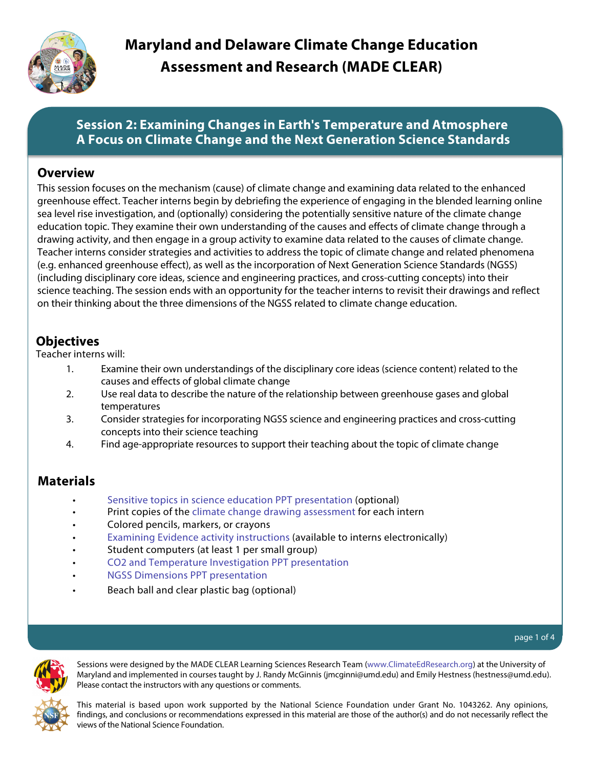# Maryland and Delaware Climate Change Education Assessment and Research (MADE CLEAR)

## Session 2: Examining Changes in Earth's Temperature and Atmosphere
## A Focus on Climate Change and the Next Generation Science Standards

### Overview

This session focuses on the mechanism (cause) of climate change and examining data related to the enhanced greenhouse effect. Teacher interns begin by debriefing the experience of engaging in the blended learning online sea level rise investigation, and (optionally) considering the potentially sensitive nature of the climate change education topic. They examine their own understanding of the causes and effects of climate change through a drawing activity, and then engage in a group activity to examine data related to the causes of climate change. Teacher interns consider strategies and activities to address the topic of climate change and related phenomena (e.g. enhanced greenhouse effect), as well as the incorporation of Next Generation Science Standards (NGSS) (including disciplinary core ideas, science and engineering practices, and cross-cutting concepts) into their science teaching. The session ends with an opportunity for the teacher interns to revisit their drawings and reflect on their thinking about the three dimensions of the NGSS related to climate change education.

### Objectives

Teacher interns will:

1. Examine their own understandings of the disciplinary core ideas (science content) related to the causes and effects of global climate change
2. Use real data to describe the nature of the relationship between greenhouse gases and global temperatures
3. Consider strategies for incorporating NGSS science and engineering practices and cross-cutting concepts into their science teaching
4. Find age-appropriate resources to support their teaching about the topic of climate change

### Materials

- Sensitive topics in science education PPT presentation (optional)
- Print copies of the climate change drawing assessment for each intern
- Colored pencils, markers, or crayons
- Examining Evidence activity instructions (available to interns electronically)
- Student computers (at least 1 per small group)
- CO2 and Temperature Investigation PPT presentation
- NGSS Dimensions PPT presentation
- Beach ball and clear plastic bag (optional)

Sessions were designed by the MADE CLEAR Learning Sciences Research Team (www.ClimateEdResearch.org) at the University of Maryland and implemented in courses taught by J. Randy McGinnis (jmcginni@umd.edu) and Emily Hestness (hestness@umd.edu). Please contact the instructors with any questions or comments.

This material is based upon work supported by the National Science Foundation under Grant No. 1043262. Any opinions, findings, and conclusions or recommendations expressed in this material are those of the author(s) and do not necessarily reflect the views of the National Science Foundation.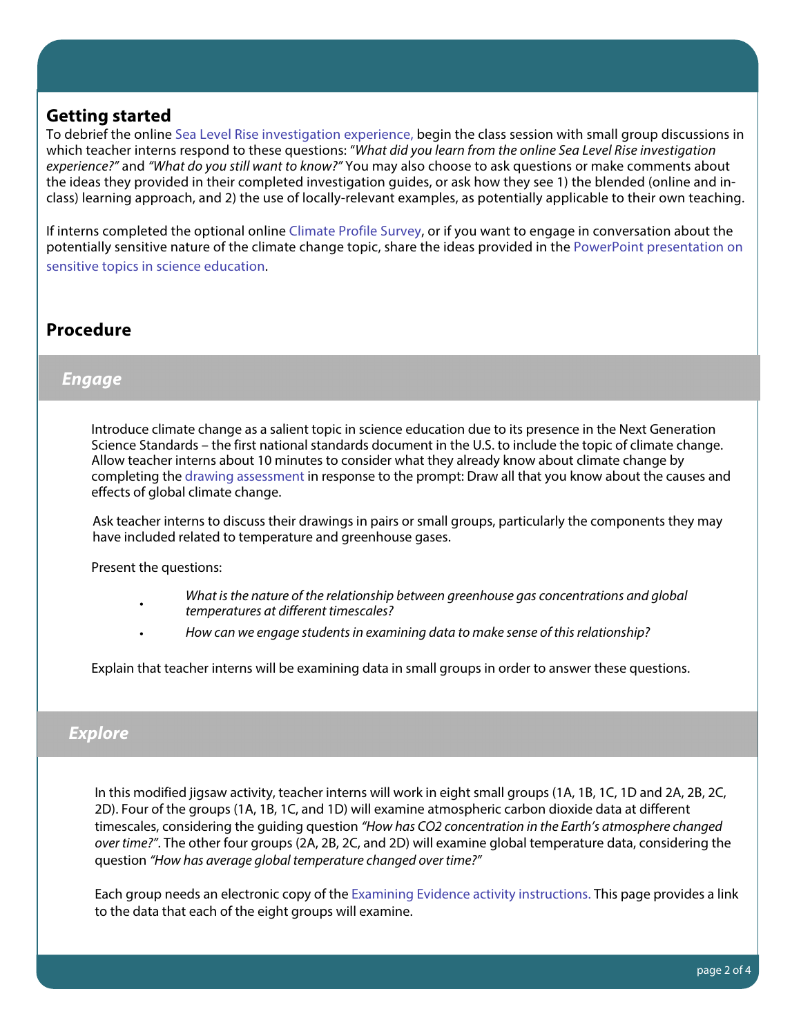## Getting started

To debrief the online Sea Level Rise investigation experience, begin the class session with small group discussions in which teacher interns respond to these questions: "*What did you learn from the online Sea Level Rise investigation experience?"* and *"What do you still want to know?"* You may also choose to ask questions or make comments about the ideas they provided in their completed investigation guides, or ask how they see 1) the blended (online and in-class) learning approach, and 2) the use of locally-relevant examples, as potentially applicable to their own teaching.

If interns completed the optional online Climate Profile Survey, or if you want to engage in conversation about the potentially sensitive nature of the climate change topic, share the ideas provided in the PowerPoint presentation on sensitive topics in science education.

## Procedure

### *Engage*

Introduce climate change as a salient topic in science education due to its presence in the Next Generation Science Standards – the first national standards document in the U.S. to include the topic of climate change. Allow teacher interns about 10 minutes to consider what they already know about climate change by completing the drawing assessment in response to the prompt: Draw all that you know about the causes and effects of global climate change.

Ask teacher interns to discuss their drawings in pairs or small groups, particularly the components they may have included related to temperature and greenhouse gases.

Present the questions:

- *What is the nature of the relationship between greenhouse gas concentrations and global temperatures at different timescales?*
- *How can we engage students in examining data to make sense of this relationship?*

Explain that teacher interns will be examining data in small groups in order to answer these questions.

### *Explore*

In this modified jigsaw activity, teacher interns will work in eight small groups (1A, 1B, 1C, 1D and 2A, 2B, 2C, 2D). Four of the groups (1A, 1B, 1C, and 1D) will examine atmospheric carbon dioxide data at different timescales, considering the guiding question *"How has CO2 concentration in the Earth's atmosphere changed over time?"*. The other four groups (2A, 2B, 2C, and 2D) will examine global temperature data, considering the question *"How has average global temperature changed over time?"*

Each group needs an electronic copy of the Examining Evidence activity instructions. This page provides a link to the data that each of the eight groups will examine.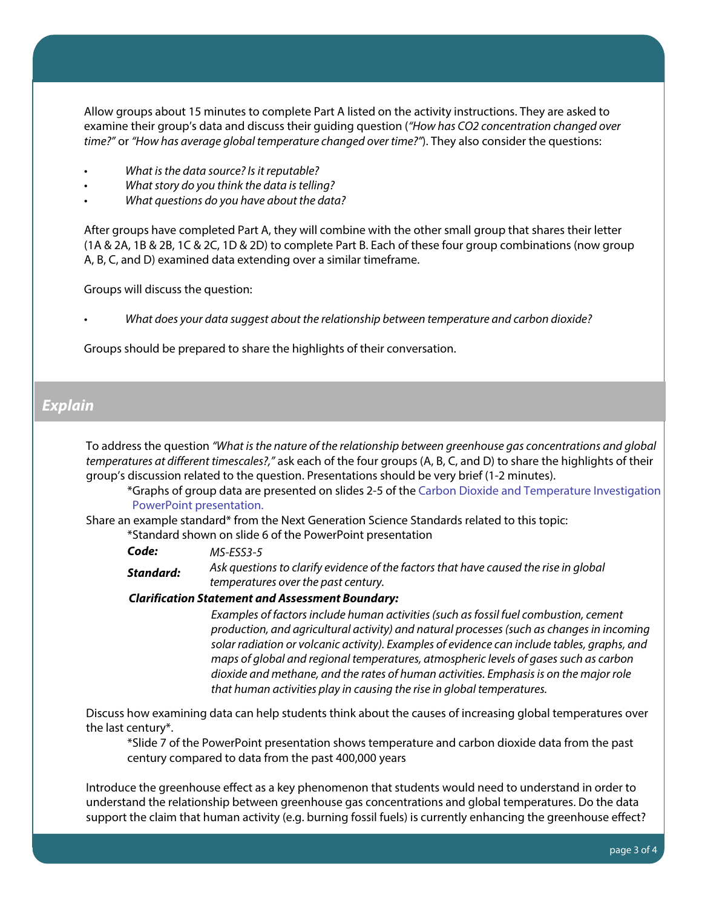Allow groups about 15 minutes to complete Part A listed on the activity instructions. They are asked to examine their group's data and discuss their guiding question (*"How has CO2 concentration changed over time?"* or *"How has average global temperature changed over time?"*). They also consider the questions:

- *What is the data source? Is it reputable?*
- *What story do you think the data is telling?*
- *What questions do you have about the data?*

After groups have completed Part A, they will combine with the other small group that shares their letter (1A & 2A, 1B & 2B, 1C & 2C, 1D & 2D) to complete Part B. Each of these four group combinations (now group A, B, C, and D) examined data extending over a similar timeframe.

Groups will discuss the question:

- *What does your data suggest about the relationship between temperature and carbon dioxide?*

Groups should be prepared to share the highlights of their conversation.

## *Explain*

To address the question *"What is the nature of the relationship between greenhouse gas concentrations and global temperatures at different timescales?,"* ask each of the four groups (A, B, C, and D) to share the highlights of their group's discussion related to the question. Presentations should be very brief (1-2 minutes).

*Graphs of group data are presented on slides 2-5 of the Carbon Dioxide and Temperature Investigation PowerPoint presentation.

Share an example standard* from the Next Generation Science Standards related to this topic:

*Standard shown on slide 6 of the PowerPoint presentation

***Code:*** *MS-ESS3-5*

***Standard:*** *Ask questions to clarify evidence of the factors that have caused the rise in global temperatures over the past century.*

***Clarification Statement and Assessment Boundary:***

*Examples of factors include human activities (such as fossil fuel combustion, cement production, and agricultural activity) and natural processes (such as changes in incoming solar radiation or volcanic activity). Examples of evidence can include tables, graphs, and maps of global and regional temperatures, atmospheric levels of gases such as carbon dioxide and methane, and the rates of human activities. Emphasis is on the major role that human activities play in causing the rise in global temperatures.*

Discuss how examining data can help students think about the causes of increasing global temperatures over the last century*.

*Slide 7 of the PowerPoint presentation shows temperature and carbon dioxide data from the past century compared to data from the past 400,000 years

Introduce the greenhouse effect as a key phenomenon that students would need to understand in order to understand the relationship between greenhouse gas concentrations and global temperatures. Do the data support the claim that human activity (e.g. burning fossil fuels) is currently enhancing the greenhouse effect?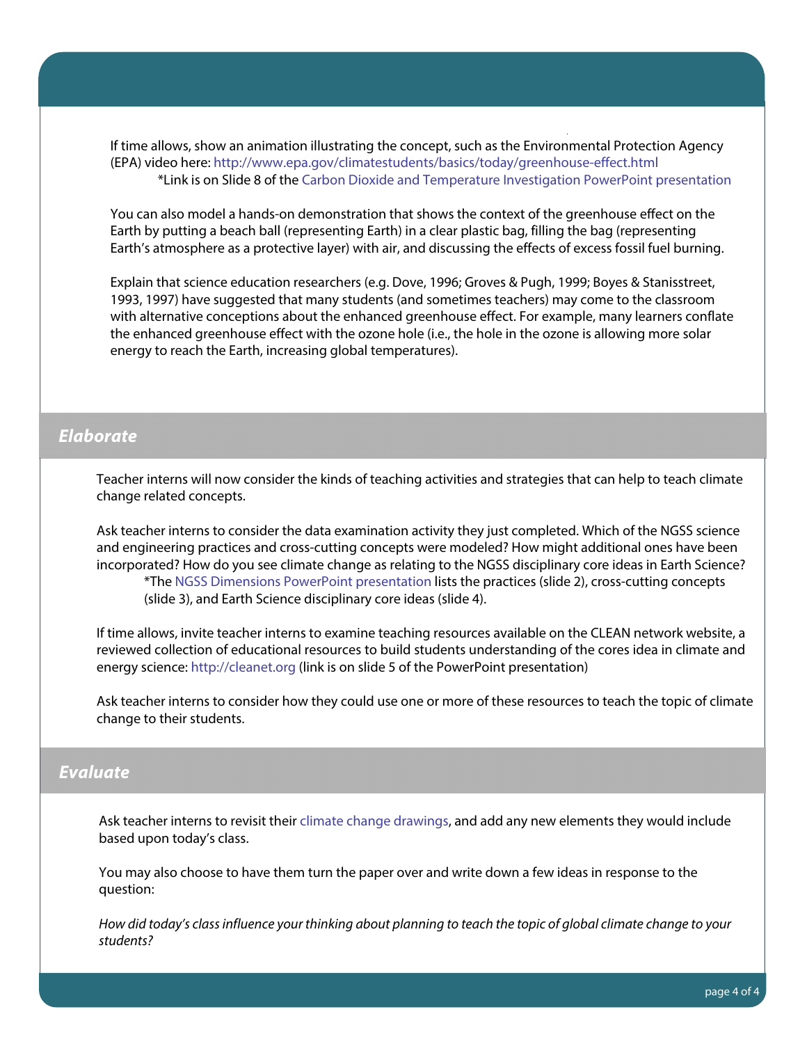If time allows, show an animation illustrating the concept, such as the Environmental Protection Agency (EPA) video here: http://www.epa.gov/climatestudents/basics/today/greenhouse-effect.html

*Link is on Slide 8 of the Carbon Dioxide and Temperature Investigation PowerPoint presentation

You can also model a hands-on demonstration that shows the context of the greenhouse effect on the Earth by putting a beach ball (representing Earth) in a clear plastic bag, filling the bag (representing Earth's atmosphere as a protective layer) with air, and discussing the effects of excess fossil fuel burning.

Explain that science education researchers (e.g. Dove, 1996; Groves & Pugh, 1999; Boyes & Stanisstreet, 1993, 1997) have suggested that many students (and sometimes teachers) may come to the classroom with alternative conceptions about the enhanced greenhouse effect. For example, many learners conflate the enhanced greenhouse effect with the ozone hole (i.e., the hole in the ozone is allowing more solar energy to reach the Earth, increasing global temperatures).

## *Elaborate*

Teacher interns will now consider the kinds of teaching activities and strategies that can help to teach climate change related concepts.

Ask teacher interns to consider the data examination activity they just completed. Which of the NGSS science and engineering practices and cross-cutting concepts were modeled? How might additional ones have been incorporated? How do you see climate change as relating to the NGSS disciplinary core ideas in Earth Science?

*The NGSS Dimensions PowerPoint presentation lists the practices (slide 2), cross-cutting concepts (slide 3), and Earth Science disciplinary core ideas (slide 4).

If time allows, invite teacher interns to examine teaching resources available on the CLEAN network website, a reviewed collection of educational resources to build students understanding of the cores idea in climate and energy science: http://cleanet.org (link is on slide 5 of the PowerPoint presentation)

Ask teacher interns to consider how they could use one or more of these resources to teach the topic of climate change to their students.

## *Evaluate*

Ask teacher interns to revisit their climate change drawings, and add any new elements they would include based upon today's class.

You may also choose to have them turn the paper over and write down a few ideas in response to the question:

*How did today's class influence your thinking about planning to teach the topic of global climate change to your students?*